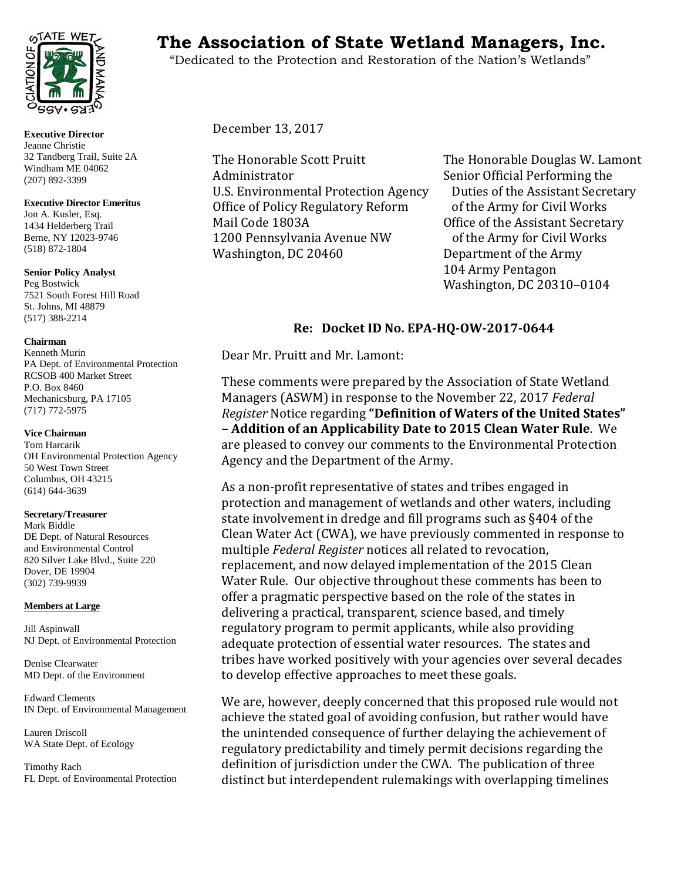# The Association of State Wetland Managers, Inc.

"Dedicated to the Protection and Restoration of the Nation's Wetlands"

**Executive Director**
Jeanne Christie
32 Tandberg Trail, Suite 2A
Windham ME 04062
(207) 892-3399

**Executive Director Emeritus**
Jon A. Kusler, Esq.
1434 Helderberg Trail
Berne, NY 12023-9746
(518) 872-1804

**Senior Policy Analyst**
Peg Bostwick
7521 South Forest Hill Road
St. Johns, MI 48879
(517) 388-2214

**Chairman**
Kenneth Murin
PA Dept. of Environmental Protection
RCSOB 400 Market Street
P.O. Box 8460
Mechanicsburg, PA 17105
(717) 772-5975

**Vice Chairman**
Tom Harcarik
OH Environmental Protection Agency
50 West Town Street
Columbus, OH 43215
(614) 644-3639

**Secretary/Treasurer**
Mark Biddle
DE Dept. of Natural Resources
and Environmental Control
820 Silver Lake Blvd., Suite 220
Dover, DE 19904
(302) 739-9939

**Members at Large**

Jill Aspinwall
NJ Dept. of Environmental Protection

Denise Clearwater
MD Dept. of the Environment

Edward Clements
IN Dept. of Environmental Management

Lauren Driscoll
WA State Dept. of Ecology

Timothy Rach
FL Dept. of Environmental Protection

December 13, 2017

The Honorable Scott Pruitt
Administrator
U.S. Environmental Protection Agency
Office of Policy Regulatory Reform
Mail Code 1803A
1200 Pennsylvania Avenue NW
Washington, DC 20460

The Honorable Douglas W. Lamont
Senior Official Performing the Duties of the Assistant Secretary of the Army for Civil Works
Office of the Assistant Secretary of the Army for Civil Works
Department of the Army
104 Army Pentagon
Washington, DC 20310–0104

**Re: Docket ID No. EPA-HQ-OW-2017-0644**

Dear Mr. Pruitt and Mr. Lamont:

These comments were prepared by the Association of State Wetland Managers (ASWM) in response to the November 22, 2017 *Federal Register* Notice regarding **"Definition of Waters of the United States" – Addition of an Applicability Date to 2015 Clean Water Rule**. We are pleased to convey our comments to the Environmental Protection Agency and the Department of the Army.

As a non-profit representative of states and tribes engaged in protection and management of wetlands and other waters, including state involvement in dredge and fill programs such as §404 of the Clean Water Act (CWA), we have previously commented in response to multiple *Federal Register* notices all related to revocation, replacement, and now delayed implementation of the 2015 Clean Water Rule. Our objective throughout these comments has been to offer a pragmatic perspective based on the role of the states in delivering a practical, transparent, science based, and timely regulatory program to permit applicants, while also providing adequate protection of essential water resources. The states and tribes have worked positively with your agencies over several decades to develop effective approaches to meet these goals.

We are, however, deeply concerned that this proposed rule would not achieve the stated goal of avoiding confusion, but rather would have the unintended consequence of further delaying the achievement of regulatory predictability and timely permit decisions regarding the definition of jurisdiction under the CWA. The publication of three distinct but interdependent rulemakings with overlapping timelines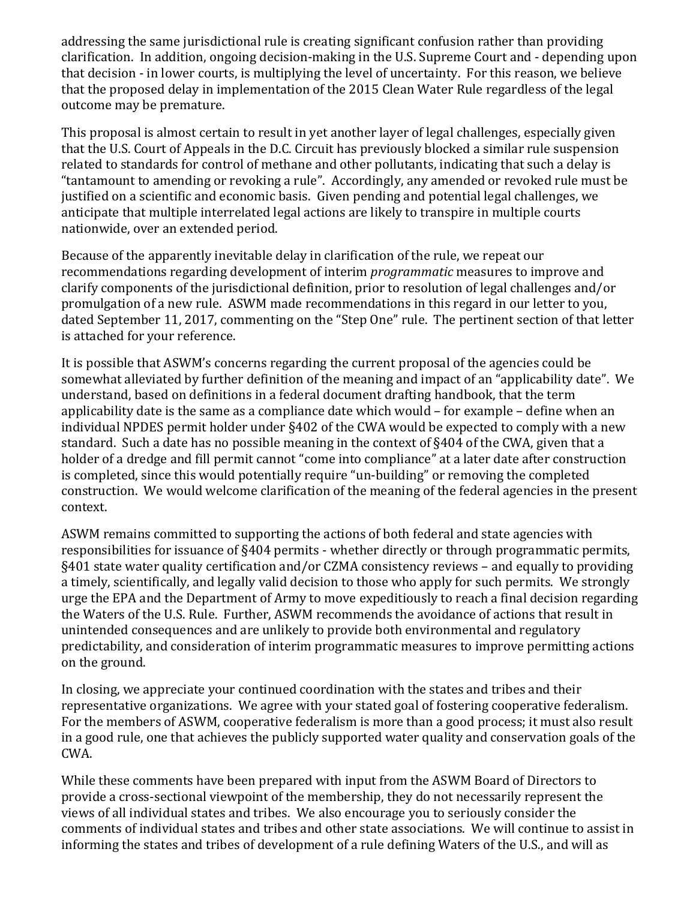addressing the same jurisdictional rule is creating significant confusion rather than providing clarification. In addition, ongoing decision-making in the U.S. Supreme Court and - depending upon that decision - in lower courts, is multiplying the level of uncertainty. For this reason, we believe that the proposed delay in implementation of the 2015 Clean Water Rule regardless of the legal outcome may be premature.

This proposal is almost certain to result in yet another layer of legal challenges, especially given that the U.S. Court of Appeals in the D.C. Circuit has previously blocked a similar rule suspension related to standards for control of methane and other pollutants, indicating that such a delay is "tantamount to amending or revoking a rule". Accordingly, any amended or revoked rule must be justified on a scientific and economic basis. Given pending and potential legal challenges, we anticipate that multiple interrelated legal actions are likely to transpire in multiple courts nationwide, over an extended period.

Because of the apparently inevitable delay in clarification of the rule, we repeat our recommendations regarding development of interim *programmatic* measures to improve and clarify components of the jurisdictional definition, prior to resolution of legal challenges and/or promulgation of a new rule. ASWM made recommendations in this regard in our letter to you, dated September 11, 2017, commenting on the "Step One" rule. The pertinent section of that letter is attached for your reference.

It is possible that ASWM's concerns regarding the current proposal of the agencies could be somewhat alleviated by further definition of the meaning and impact of an "applicability date". We understand, based on definitions in a federal document drafting handbook, that the term applicability date is the same as a compliance date which would – for example – define when an individual NPDES permit holder under §402 of the CWA would be expected to comply with a new standard. Such a date has no possible meaning in the context of §404 of the CWA, given that a holder of a dredge and fill permit cannot "come into compliance" at a later date after construction is completed, since this would potentially require "un-building" or removing the completed construction. We would welcome clarification of the meaning of the federal agencies in the present context.

ASWM remains committed to supporting the actions of both federal and state agencies with responsibilities for issuance of §404 permits - whether directly or through programmatic permits, §401 state water quality certification and/or CZMA consistency reviews – and equally to providing a timely, scientifically, and legally valid decision to those who apply for such permits. We strongly urge the EPA and the Department of Army to move expeditiously to reach a final decision regarding the Waters of the U.S. Rule. Further, ASWM recommends the avoidance of actions that result in unintended consequences and are unlikely to provide both environmental and regulatory predictability, and consideration of interim programmatic measures to improve permitting actions on the ground.

In closing, we appreciate your continued coordination with the states and tribes and their representative organizations. We agree with your stated goal of fostering cooperative federalism. For the members of ASWM, cooperative federalism is more than a good process; it must also result in a good rule, one that achieves the publicly supported water quality and conservation goals of the CWA.

While these comments have been prepared with input from the ASWM Board of Directors to provide a cross-sectional viewpoint of the membership, they do not necessarily represent the views of all individual states and tribes. We also encourage you to seriously consider the comments of individual states and tribes and other state associations. We will continue to assist in informing the states and tribes of development of a rule defining Waters of the U.S., and will as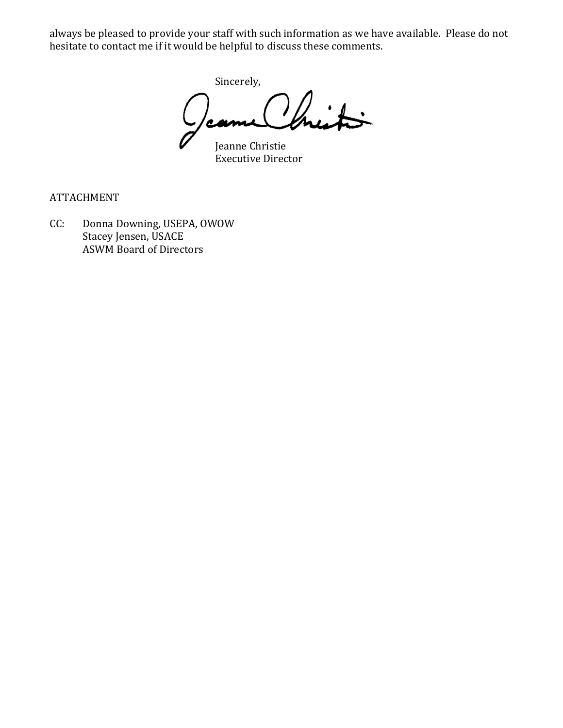always be pleased to provide your staff with such information as we have available. Please do not hesitate to contact me if it would be helpful to discuss these comments.

Sincerely,

Jeanne Christie
Executive Director

ATTACHMENT

CC: Donna Downing, USEPA, OWOW
Stacey Jensen, USACE
ASWM Board of Directors